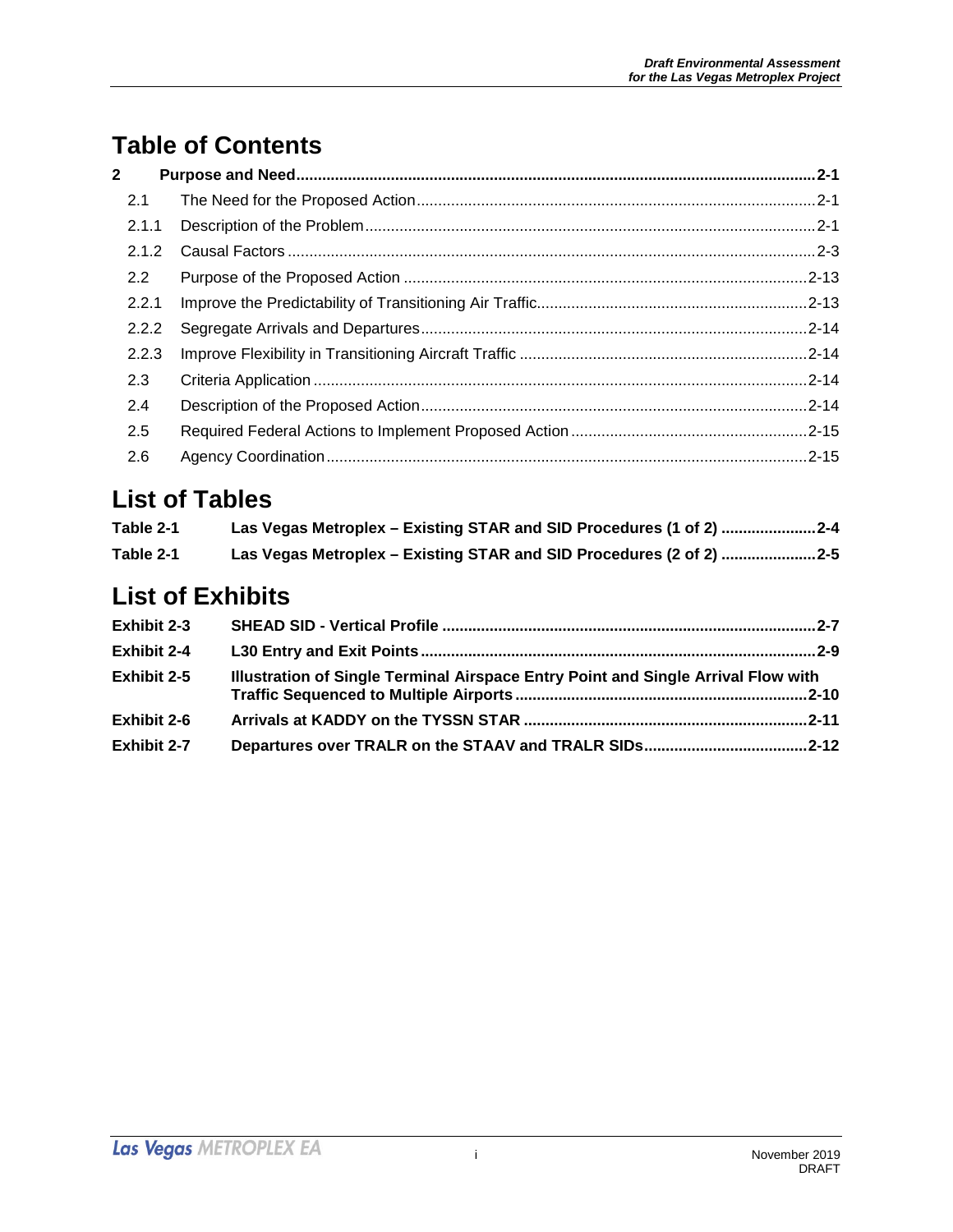# Table of Contents

| | | |
|---|---|---|
| **2** | **Purpose and Need** | **2-1** |
| 2.1 | The Need for the Proposed Action | 2-1 |
| 2.1.1 | Description of the Problem | 2-1 |
| 2.1.2 | Causal Factors | 2-3 |
| 2.2 | Purpose of the Proposed Action | 2-13 |
| 2.2.1 | Improve the Predictability of Transitioning Air Traffic | 2-13 |
| 2.2.2 | Segregate Arrivals and Departures | 2-14 |
| 2.2.3 | Improve Flexibility in Transitioning Aircraft Traffic | 2-14 |
| 2.3 | Criteria Application | 2-14 |
| 2.4 | Description of the Proposed Action | 2-14 |
| 2.5 | Required Federal Actions to Implement Proposed Action | 2-15 |
| 2.6 | Agency Coordination | 2-15 |

# List of Tables

| | | |
|---|---|---|
| **Table 2-1** | **Las Vegas Metroplex – Existing STAR and SID Procedures (1 of 2)** | **2-4** |
| **Table 2-1** | **Las Vegas Metroplex – Existing STAR and SID Procedures (2 of 2)** | **2-5** |

# List of Exhibits

| | | |
|---|---|---|
| **Exhibit 2-3** | **SHEAD SID - Vertical Profile** | **2-7** |
| **Exhibit 2-4** | **L30 Entry and Exit Points** | **2-9** |
| **Exhibit 2-5** | **Illustration of Single Terminal Airspace Entry Point and Single Arrival Flow with Traffic Sequenced to Multiple Airports** | **2-10** |
| **Exhibit 2-6** | **Arrivals at KADDY on the TYSSN STAR** | **2-11** |
| **Exhibit 2-7** | **Departures over TRALR on the STAAV and TRALR SIDs** | **2-12** |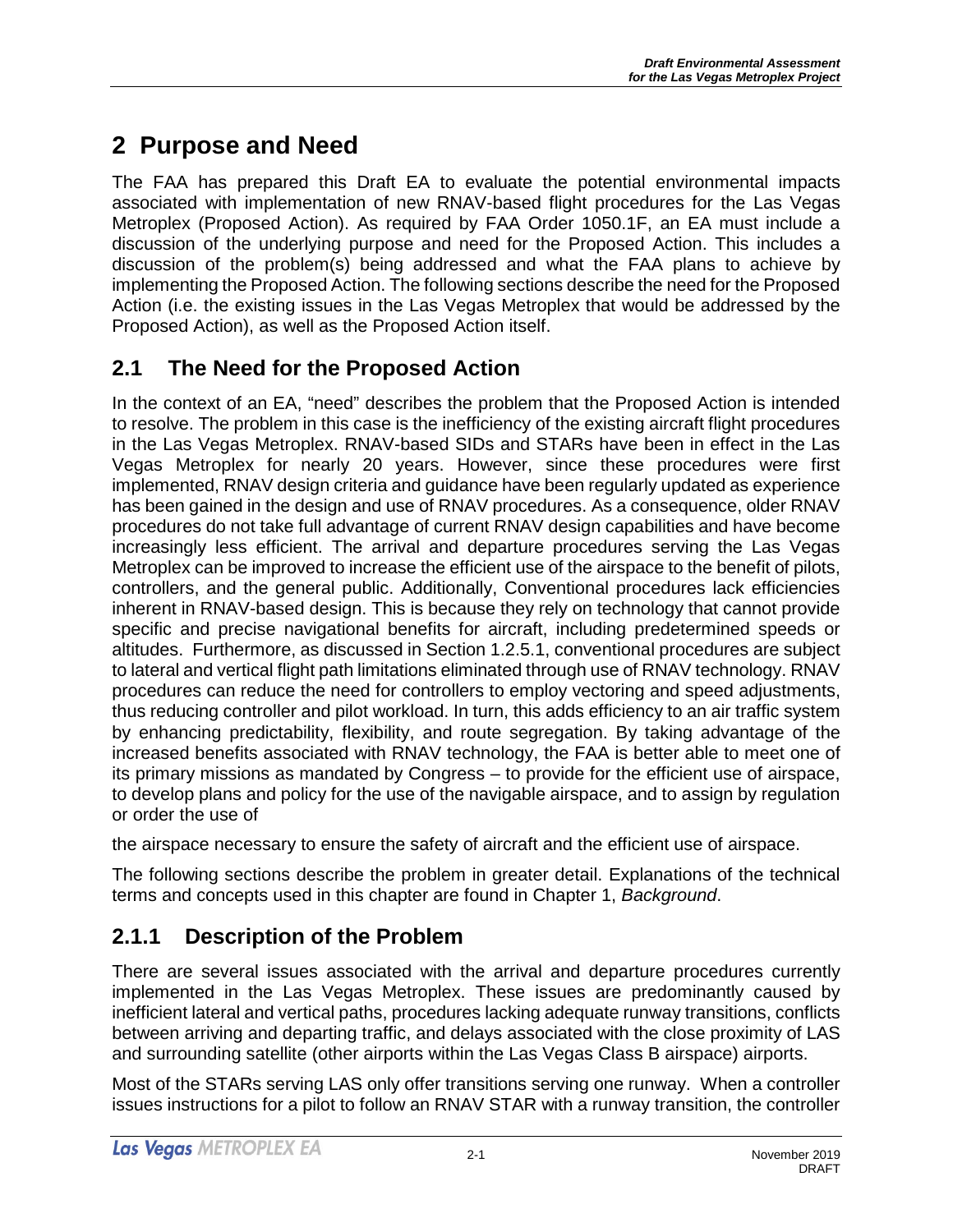# 2 Purpose and Need

The FAA has prepared this Draft EA to evaluate the potential environmental impacts associated with implementation of new RNAV-based flight procedures for the Las Vegas Metroplex (Proposed Action). As required by FAA Order 1050.1F, an EA must include a discussion of the underlying purpose and need for the Proposed Action. This includes a discussion of the problem(s) being addressed and what the FAA plans to achieve by implementing the Proposed Action. The following sections describe the need for the Proposed Action (i.e. the existing issues in the Las Vegas Metroplex that would be addressed by the Proposed Action), as well as the Proposed Action itself.

## 2.1 The Need for the Proposed Action

In the context of an EA, "need" describes the problem that the Proposed Action is intended to resolve. The problem in this case is the inefficiency of the existing aircraft flight procedures in the Las Vegas Metroplex. RNAV-based SIDs and STARs have been in effect in the Las Vegas Metroplex for nearly 20 years. However, since these procedures were first implemented, RNAV design criteria and guidance have been regularly updated as experience has been gained in the design and use of RNAV procedures. As a consequence, older RNAV procedures do not take full advantage of current RNAV design capabilities and have become increasingly less efficient. The arrival and departure procedures serving the Las Vegas Metroplex can be improved to increase the efficient use of the airspace to the benefit of pilots, controllers, and the general public. Additionally, Conventional procedures lack efficiencies inherent in RNAV-based design. This is because they rely on technology that cannot provide specific and precise navigational benefits for aircraft, including predetermined speeds or altitudes. Furthermore, as discussed in Section 1.2.5.1, conventional procedures are subject to lateral and vertical flight path limitations eliminated through use of RNAV technology. RNAV procedures can reduce the need for controllers to employ vectoring and speed adjustments, thus reducing controller and pilot workload. In turn, this adds efficiency to an air traffic system by enhancing predictability, flexibility, and route segregation. By taking advantage of the increased benefits associated with RNAV technology, the FAA is better able to meet one of its primary missions as mandated by Congress – to provide for the efficient use of airspace, to develop plans and policy for the use of the navigable airspace, and to assign by regulation or order the use of

the airspace necessary to ensure the safety of aircraft and the efficient use of airspace.

The following sections describe the problem in greater detail. Explanations of the technical terms and concepts used in this chapter are found in Chapter 1, *Background*.

### 2.1.1 Description of the Problem

There are several issues associated with the arrival and departure procedures currently implemented in the Las Vegas Metroplex. These issues are predominantly caused by inefficient lateral and vertical paths, procedures lacking adequate runway transitions, conflicts between arriving and departing traffic, and delays associated with the close proximity of LAS and surrounding satellite (other airports within the Las Vegas Class B airspace) airports.

Most of the STARs serving LAS only offer transitions serving one runway. When a controller issues instructions for a pilot to follow an RNAV STAR with a runway transition, the controller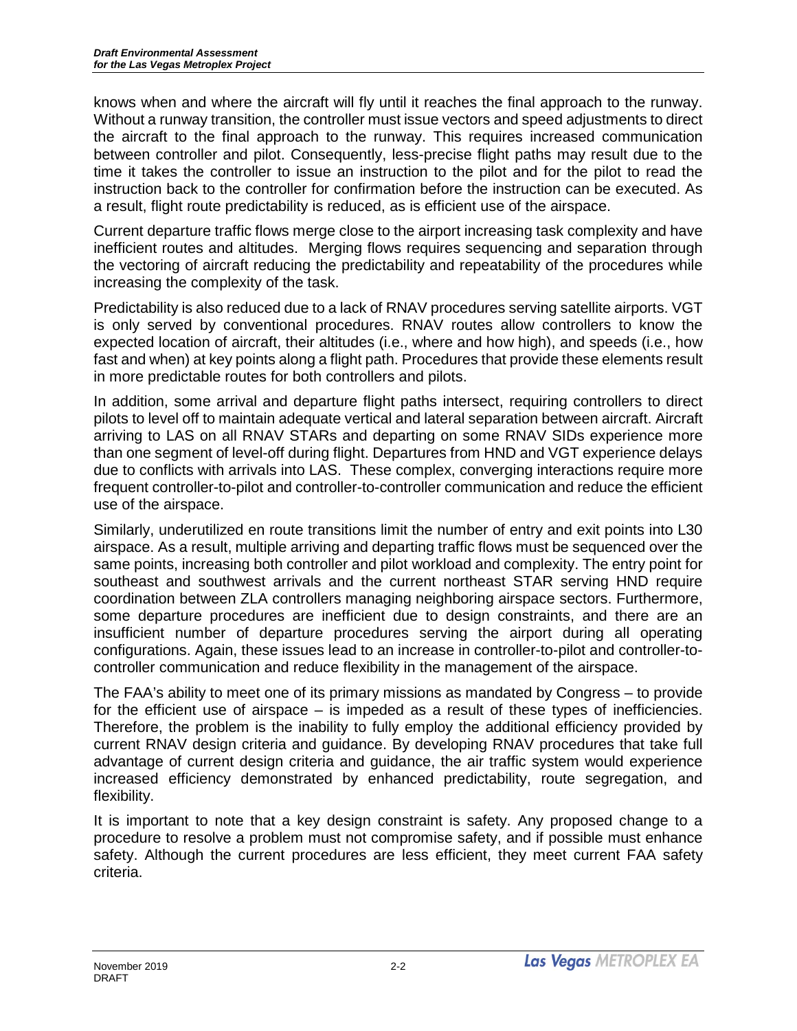knows when and where the aircraft will fly until it reaches the final approach to the runway. Without a runway transition, the controller must issue vectors and speed adjustments to direct the aircraft to the final approach to the runway. This requires increased communication between controller and pilot. Consequently, less-precise flight paths may result due to the time it takes the controller to issue an instruction to the pilot and for the pilot to read the instruction back to the controller for confirmation before the instruction can be executed. As a result, flight route predictability is reduced, as is efficient use of the airspace.

Current departure traffic flows merge close to the airport increasing task complexity and have inefficient routes and altitudes. Merging flows requires sequencing and separation through the vectoring of aircraft reducing the predictability and repeatability of the procedures while increasing the complexity of the task.

Predictability is also reduced due to a lack of RNAV procedures serving satellite airports. VGT is only served by conventional procedures. RNAV routes allow controllers to know the expected location of aircraft, their altitudes (i.e., where and how high), and speeds (i.e., how fast and when) at key points along a flight path. Procedures that provide these elements result in more predictable routes for both controllers and pilots.

In addition, some arrival and departure flight paths intersect, requiring controllers to direct pilots to level off to maintain adequate vertical and lateral separation between aircraft. Aircraft arriving to LAS on all RNAV STARs and departing on some RNAV SIDs experience more than one segment of level-off during flight. Departures from HND and VGT experience delays due to conflicts with arrivals into LAS. These complex, converging interactions require more frequent controller-to-pilot and controller-to-controller communication and reduce the efficient use of the airspace.

Similarly, underutilized en route transitions limit the number of entry and exit points into L30 airspace. As a result, multiple arriving and departing traffic flows must be sequenced over the same points, increasing both controller and pilot workload and complexity. The entry point for southeast and southwest arrivals and the current northeast STAR serving HND require coordination between ZLA controllers managing neighboring airspace sectors. Furthermore, some departure procedures are inefficient due to design constraints, and there are an insufficient number of departure procedures serving the airport during all operating configurations. Again, these issues lead to an increase in controller-to-pilot and controller-to-controller communication and reduce flexibility in the management of the airspace.

The FAA's ability to meet one of its primary missions as mandated by Congress – to provide for the efficient use of airspace – is impeded as a result of these types of inefficiencies. Therefore, the problem is the inability to fully employ the additional efficiency provided by current RNAV design criteria and guidance. By developing RNAV procedures that take full advantage of current design criteria and guidance, the air traffic system would experience increased efficiency demonstrated by enhanced predictability, route segregation, and flexibility.

It is important to note that a key design constraint is safety. Any proposed change to a procedure to resolve a problem must not compromise safety, and if possible must enhance safety. Although the current procedures are less efficient, they meet current FAA safety criteria.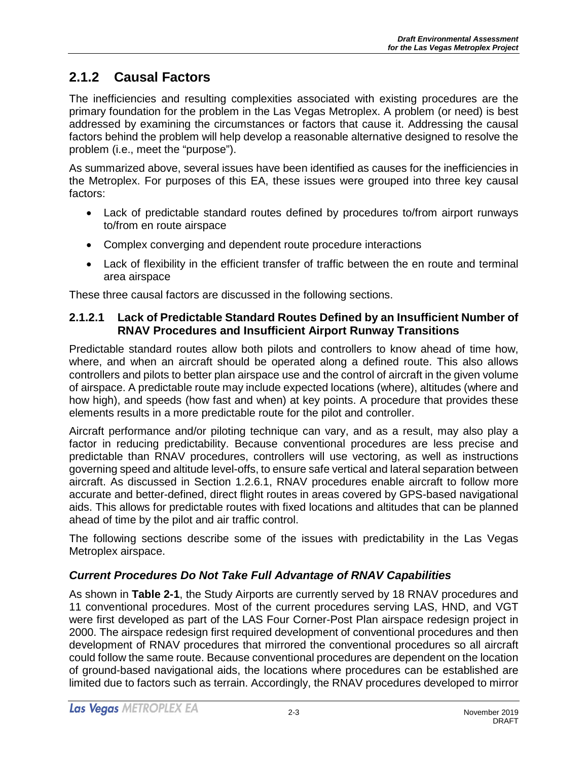## 2.1.2 Causal Factors

The inefficiencies and resulting complexities associated with existing procedures are the primary foundation for the problem in the Las Vegas Metroplex. A problem (or need) is best addressed by examining the circumstances or factors that cause it. Addressing the causal factors behind the problem will help develop a reasonable alternative designed to resolve the problem (i.e., meet the "purpose").

As summarized above, several issues have been identified as causes for the inefficiencies in the Metroplex. For purposes of this EA, these issues were grouped into three key causal factors:

- Lack of predictable standard routes defined by procedures to/from airport runways to/from en route airspace
- Complex converging and dependent route procedure interactions
- Lack of flexibility in the efficient transfer of traffic between the en route and terminal area airspace

These three causal factors are discussed in the following sections.

### 2.1.2.1 Lack of Predictable Standard Routes Defined by an Insufficient Number of RNAV Procedures and Insufficient Airport Runway Transitions

Predictable standard routes allow both pilots and controllers to know ahead of time how, where, and when an aircraft should be operated along a defined route. This also allows controllers and pilots to better plan airspace use and the control of aircraft in the given volume of airspace. A predictable route may include expected locations (where), altitudes (where and how high), and speeds (how fast and when) at key points. A procedure that provides these elements results in a more predictable route for the pilot and controller.

Aircraft performance and/or piloting technique can vary, and as a result, may also play a factor in reducing predictability. Because conventional procedures are less precise and predictable than RNAV procedures, controllers will use vectoring, as well as instructions governing speed and altitude level-offs, to ensure safe vertical and lateral separation between aircraft. As discussed in Section 1.2.6.1, RNAV procedures enable aircraft to follow more accurate and better-defined, direct flight routes in areas covered by GPS-based navigational aids. This allows for predictable routes with fixed locations and altitudes that can be planned ahead of time by the pilot and air traffic control.

The following sections describe some of the issues with predictability in the Las Vegas Metroplex airspace.

#### *Current Procedures Do Not Take Full Advantage of RNAV Capabilities*

As shown in **Table 2-1**, the Study Airports are currently served by 18 RNAV procedures and 11 conventional procedures. Most of the current procedures serving LAS, HND, and VGT were first developed as part of the LAS Four Corner-Post Plan airspace redesign project in 2000. The airspace redesign first required development of conventional procedures and then development of RNAV procedures that mirrored the conventional procedures so all aircraft could follow the same route. Because conventional procedures are dependent on the location of ground-based navigational aids, the locations where procedures can be established are limited due to factors such as terrain. Accordingly, the RNAV procedures developed to mirror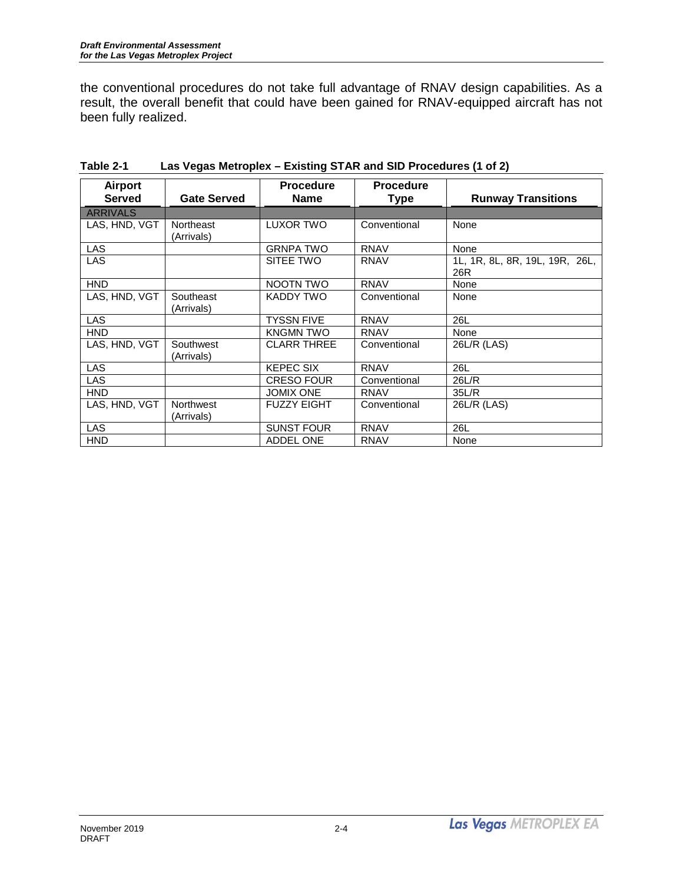the conventional procedures do not take full advantage of RNAV design capabilities. As a result, the overall benefit that could have been gained for RNAV-equipped aircraft has not been fully realized.

**Table 2-1 Las Vegas Metroplex – Existing STAR and SID Procedures (1 of 2)**

| Airport Served | Gate Served | Procedure Name | Procedure Type | Runway Transitions |
|---|---|---|---|---|
| ARRIVALS | | | | |
| LAS, HND, VGT | Northeast (Arrivals) | LUXOR TWO | Conventional | None |
| LAS | | GRNPA TWO | RNAV | None |
| LAS | | SITEE TWO | RNAV | 1L, 1R, 8L, 8R, 19L, 19R, 26L, 26R |
| HND | | NOOTN TWO | RNAV | None |
| LAS, HND, VGT | Southeast (Arrivals) | KADDY TWO | Conventional | None |
| LAS | | TYSSN FIVE | RNAV | 26L |
| HND | | KNGMN TWO | RNAV | None |
| LAS, HND, VGT | Southwest (Arrivals) | CLARR THREE | Conventional | 26L/R (LAS) |
| LAS | | KEPEC SIX | RNAV | 26L |
| LAS | | CRESO FOUR | Conventional | 26L/R |
| HND | | JOMIX ONE | RNAV | 35L/R |
| LAS, HND, VGT | Northwest (Arrivals) | FUZZY EIGHT | Conventional | 26L/R (LAS) |
| LAS | | SUNST FOUR | RNAV | 26L |
| HND | | ADDEL ONE | RNAV | None |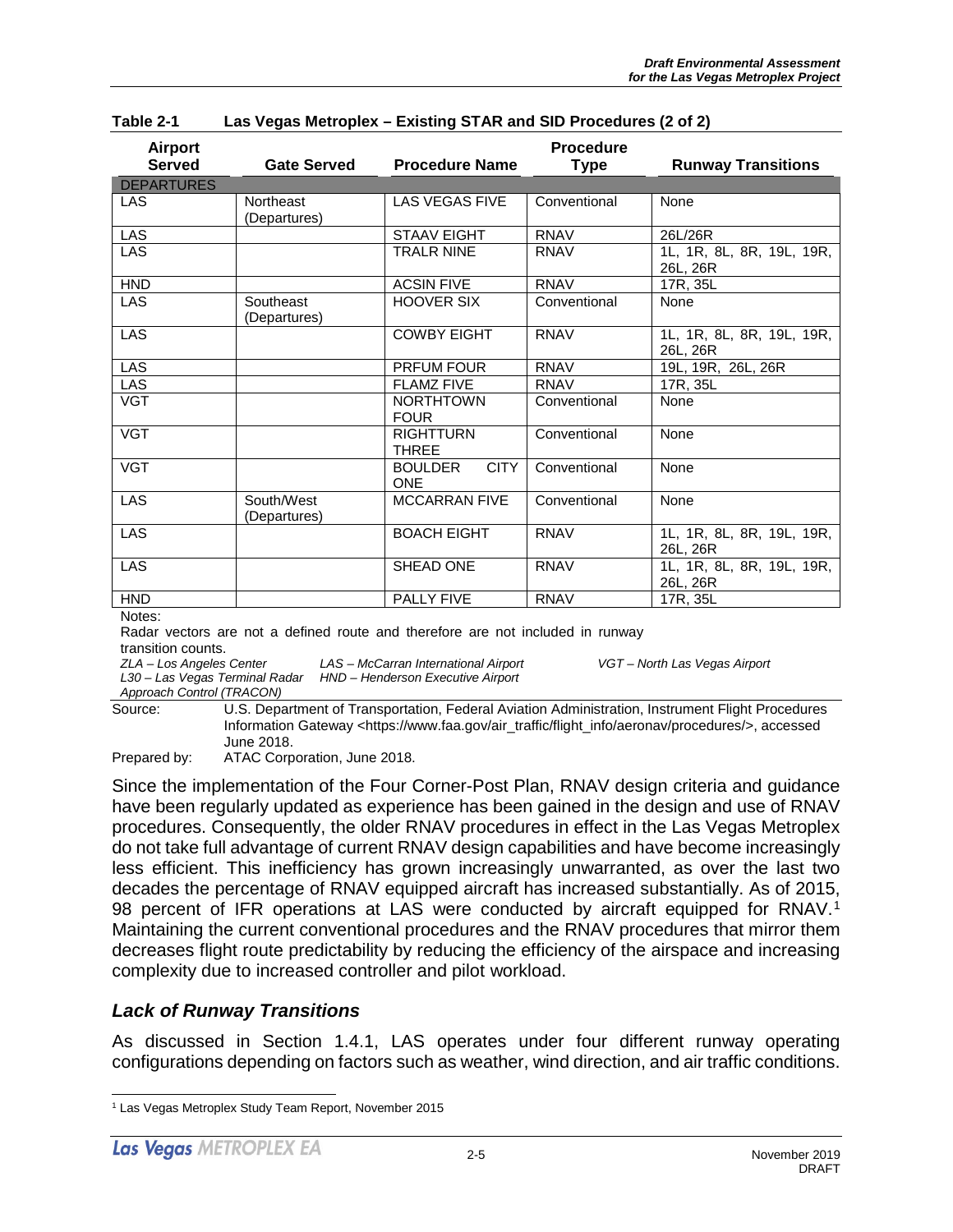**Table 2-1 Las Vegas Metroplex – Existing STAR and SID Procedures (2 of 2)**

| Airport Served | Gate Served | Procedure Name | Procedure Type | Runway Transitions |
|---|---|---|---|---|
| DEPARTURES | | | | |
| LAS | Northeast (Departures) | LAS VEGAS FIVE | Conventional | None |
| LAS | | STAAV EIGHT | RNAV | 26L/26R |
| LAS | | TRALR NINE | RNAV | 1L, 1R, 8L, 8R, 19L, 19R, 26L, 26R |
| HND | | ACSIN FIVE | RNAV | 17R, 35L |
| LAS | Southeast (Departures) | HOOVER SIX | Conventional | None |
| LAS | | COWBY EIGHT | RNAV | 1L, 1R, 8L, 8R, 19L, 19R, 26L, 26R |
| LAS | | PRFUM FOUR | RNAV | 19L, 19R, 26L, 26R |
| LAS | | FLAMZ FIVE | RNAV | 17R, 35L |
| VGT | | NORTHTOWN FOUR | Conventional | None |
| VGT | | RIGHTTURN THREE | Conventional | None |
| VGT | | BOULDER CITY ONE | Conventional | None |
| LAS | South/West (Departures) | MCCARRAN FIVE | Conventional | None |
| LAS | | BOACH EIGHT | RNAV | 1L, 1R, 8L, 8R, 19L, 19R, 26L, 26R |
| LAS | | SHEAD ONE | RNAV | 1L, 1R, 8L, 8R, 19L, 19R, 26L, 26R |
| HND | | PALLY FIVE | RNAV | 17R, 35L |

Notes:

Radar vectors are not a defined route and therefore are not included in runway transition counts.

*ZLA – Los Angeles Center*
*L30 – Las Vegas Terminal Radar Approach Control (TRACON)*
*LAS – McCarran International Airport*
*HND – Henderson Executive Airport*
*VGT – North Las Vegas Airport*

Source: U.S. Department of Transportation, Federal Aviation Administration, Instrument Flight Procedures Information Gateway <https://www.faa.gov/air_traffic/flight_info/aeronav/procedures/>, accessed June 2018.

Prepared by: ATAC Corporation, June 2018.

Since the implementation of the Four Corner-Post Plan, RNAV design criteria and guidance have been regularly updated as experience has been gained in the design and use of RNAV procedures. Consequently, the older RNAV procedures in effect in the Las Vegas Metroplex do not take full advantage of current RNAV design capabilities and have become increasingly less efficient. This inefficiency has grown increasingly unwarranted, as over the last two decades the percentage of RNAV equipped aircraft has increased substantially. As of 2015, 98 percent of IFR operations at LAS were conducted by aircraft equipped for RNAV.[1] Maintaining the current conventional procedures and the RNAV procedures that mirror them decreases flight route predictability by reducing the efficiency of the airspace and increasing complexity due to increased controller and pilot workload.

### *Lack of Runway Transitions*

As discussed in Section 1.4.1, LAS operates under four different runway operating configurations depending on factors such as weather, wind direction, and air traffic conditions.

[1] Las Vegas Metroplex Study Team Report, November 2015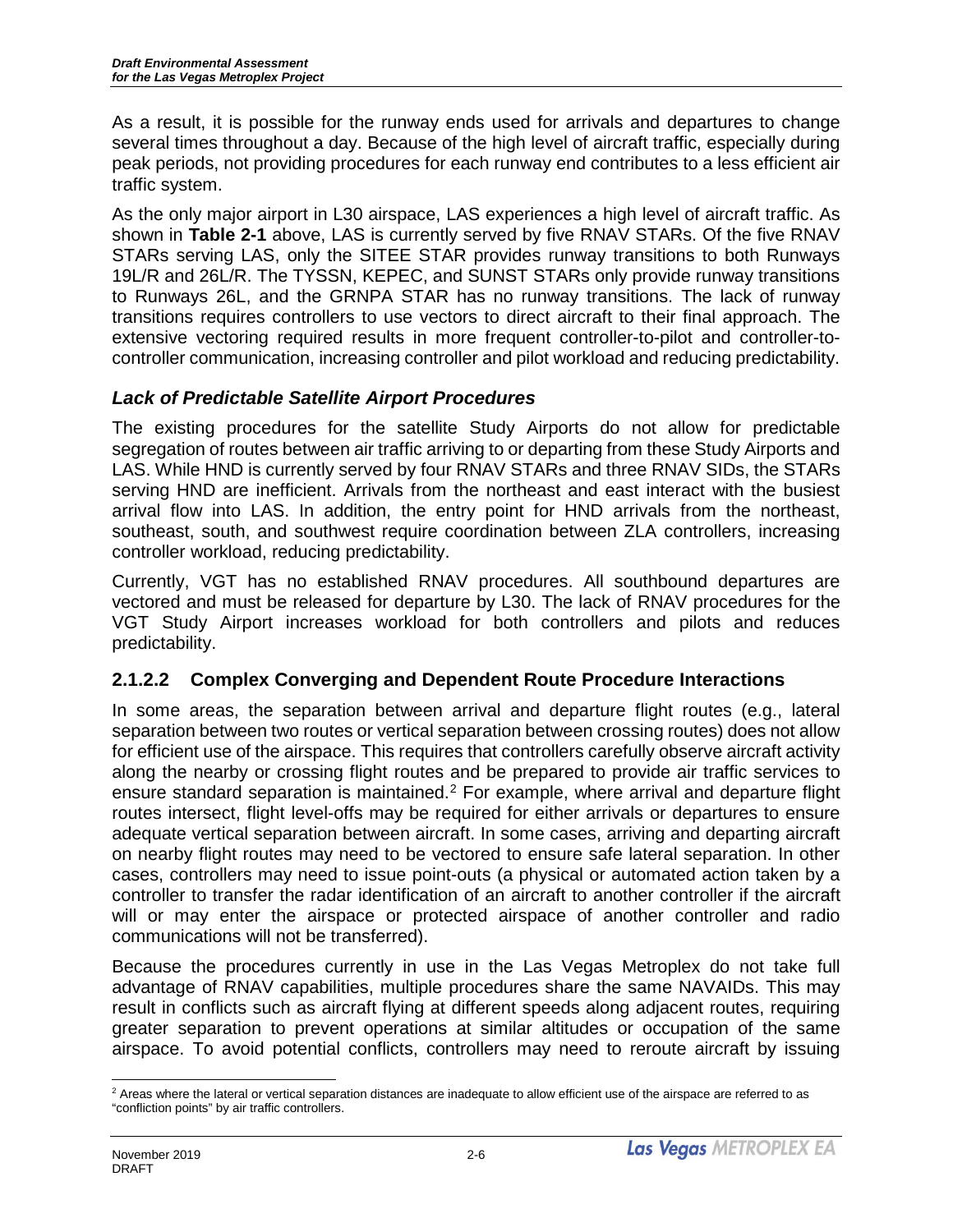As a result, it is possible for the runway ends used for arrivals and departures to change several times throughout a day. Because of the high level of aircraft traffic, especially during peak periods, not providing procedures for each runway end contributes to a less efficient air traffic system.

As the only major airport in L30 airspace, LAS experiences a high level of aircraft traffic. As shown in **Table 2-1** above, LAS is currently served by five RNAV STARs. Of the five RNAV STARs serving LAS, only the SITEE STAR provides runway transitions to both Runways 19L/R and 26L/R. The TYSSN, KEPEC, and SUNST STARs only provide runway transitions to Runways 26L, and the GRNPA STAR has no runway transitions. The lack of runway transitions requires controllers to use vectors to direct aircraft to their final approach. The extensive vectoring required results in more frequent controller-to-pilot and controller-to-controller communication, increasing controller and pilot workload and reducing predictability.

### *Lack of Predictable Satellite Airport Procedures*

The existing procedures for the satellite Study Airports do not allow for predictable segregation of routes between air traffic arriving to or departing from these Study Airports and LAS. While HND is currently served by four RNAV STARs and three RNAV SIDs, the STARs serving HND are inefficient. Arrivals from the northeast and east interact with the busiest arrival flow into LAS. In addition, the entry point for HND arrivals from the northeast, southeast, south, and southwest require coordination between ZLA controllers, increasing controller workload, reducing predictability.

Currently, VGT has no established RNAV procedures. All southbound departures are vectored and must be released for departure by L30. The lack of RNAV procedures for the VGT Study Airport increases workload for both controllers and pilots and reduces predictability.

## 2.1.2.2 Complex Converging and Dependent Route Procedure Interactions

In some areas, the separation between arrival and departure flight routes (e.g., lateral separation between two routes or vertical separation between crossing routes) does not allow for efficient use of the airspace. This requires that controllers carefully observe aircraft activity along the nearby or crossing flight routes and be prepared to provide air traffic services to ensure standard separation is maintained.[2] For example, where arrival and departure flight routes intersect, flight level-offs may be required for either arrivals or departures to ensure adequate vertical separation between aircraft. In some cases, arriving and departing aircraft on nearby flight routes may need to be vectored to ensure safe lateral separation. In other cases, controllers may need to issue point-outs (a physical or automated action taken by a controller to transfer the radar identification of an aircraft to another controller if the aircraft will or may enter the airspace or protected airspace of another controller and radio communications will not be transferred).

Because the procedures currently in use in the Las Vegas Metroplex do not take full advantage of RNAV capabilities, multiple procedures share the same NAVAIDs. This may result in conflicts such as aircraft flying at different speeds along adjacent routes, requiring greater separation to prevent operations at similar altitudes or occupation of the same airspace. To avoid potential conflicts, controllers may need to reroute aircraft by issuing

[2] Areas where the lateral or vertical separation distances are inadequate to allow efficient use of the airspace are referred to as "confliction points" by air traffic controllers.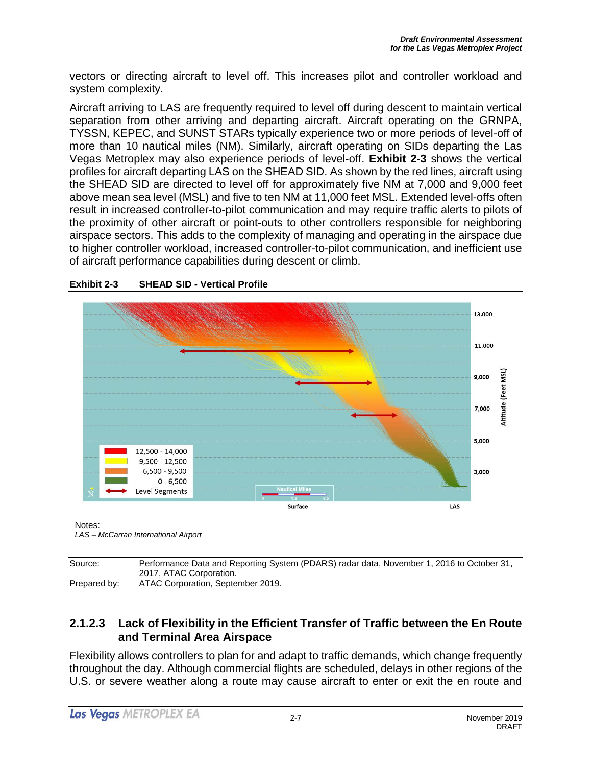vectors or directing aircraft to level off. This increases pilot and controller workload and system complexity.

Aircraft arriving to LAS are frequently required to level off during descent to maintain vertical separation from other arriving and departing aircraft. Aircraft operating on the GRNPA, TYSSN, KEPEC, and SUNST STARs typically experience two or more periods of level-off of more than 10 nautical miles (NM). Similarly, aircraft operating on SIDs departing the Las Vegas Metroplex may also experience periods of level-off. **Exhibit 2-3** shows the vertical profiles for aircraft departing LAS on the SHEAD SID. As shown by the red lines, aircraft using the SHEAD SID are directed to level off for approximately five NM at 7,000 and 9,000 feet above mean sea level (MSL) and five to ten NM at 11,000 feet MSL. Extended level-offs often result in increased controller-to-pilot communication and may require traffic alerts to pilots of the proximity of other aircraft or point-outs to other controllers responsible for neighboring airspace sectors. This adds to the complexity of managing and operating in the airspace due to higher controller workload, increased controller-to-pilot communication, and inefficient use of aircraft performance capabilities during descent or climb.

**Exhibit 2-3 SHEAD SID - Vertical Profile**

Notes:
*LAS – McCarran International Airport*

Source: Performance Data and Reporting System (PDARS) radar data, November 1, 2016 to October 31, 2017, ATAC Corporation.
Prepared by: ATAC Corporation, September 2019.

### 2.1.2.3 Lack of Flexibility in the Efficient Transfer of Traffic between the En Route and Terminal Area Airspace

Flexibility allows controllers to plan for and adapt to traffic demands, which change frequently throughout the day. Although commercial flights are scheduled, delays in other regions of the U.S. or severe weather along a route may cause aircraft to enter or exit the en route and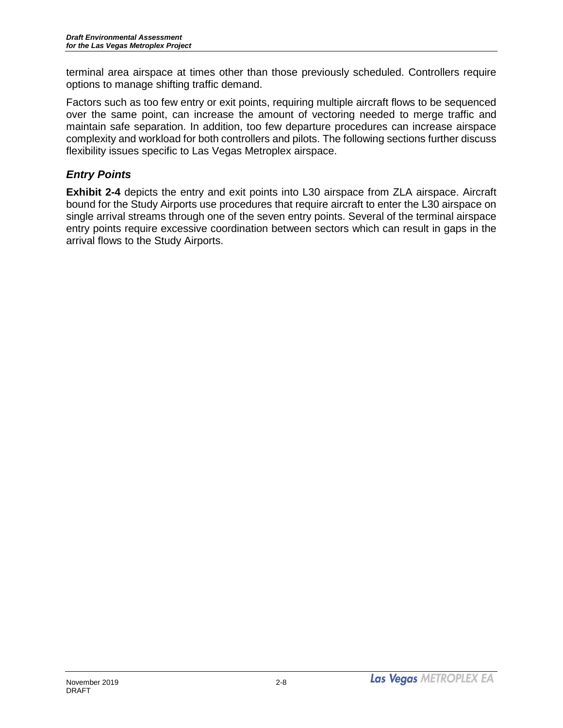terminal area airspace at times other than those previously scheduled. Controllers require options to manage shifting traffic demand.

Factors such as too few entry or exit points, requiring multiple aircraft flows to be sequenced over the same point, can increase the amount of vectoring needed to merge traffic and maintain safe separation. In addition, too few departure procedures can increase airspace complexity and workload for both controllers and pilots. The following sections further discuss flexibility issues specific to Las Vegas Metroplex airspace.

### *Entry Points*

**Exhibit 2-4** depicts the entry and exit points into L30 airspace from ZLA airspace. Aircraft bound for the Study Airports use procedures that require aircraft to enter the L30 airspace on single arrival streams through one of the seven entry points. Several of the terminal airspace entry points require excessive coordination between sectors which can result in gaps in the arrival flows to the Study Airports.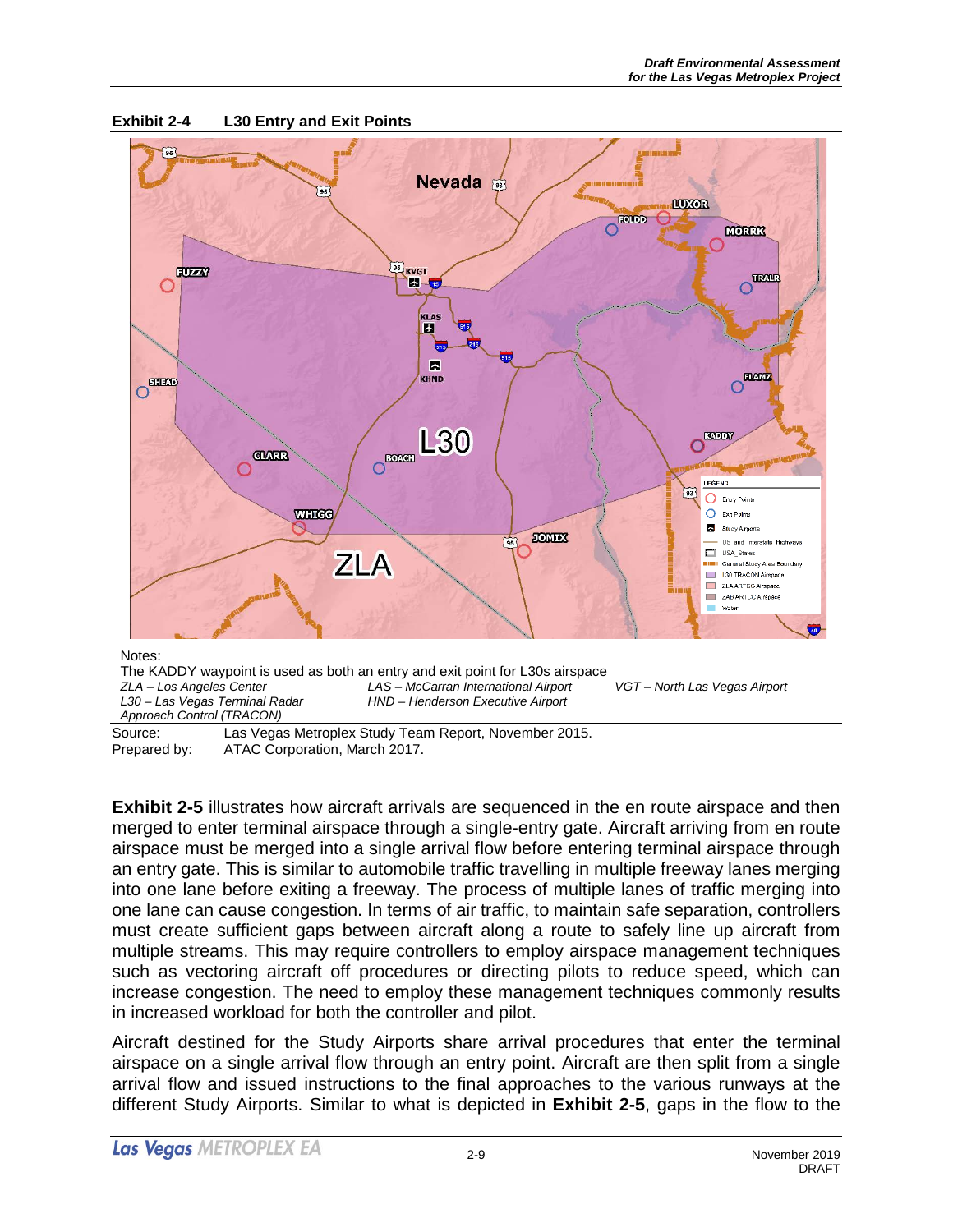**Exhibit 2-4 L30 Entry and Exit Points**

Notes:
The KADDY waypoint is used as both an entry and exit point for L30s airspace
*ZLA – Los Angeles Center* *LAS – McCarran International Airport* *VGT – North Las Vegas Airport*
*L30 – Las Vegas Terminal Radar Approach Control (TRACON)* *HND – Henderson Executive Airport*

Source: Las Vegas Metroplex Study Team Report, November 2015.
Prepared by: ATAC Corporation, March 2017.

**Exhibit 2-5** illustrates how aircraft arrivals are sequenced in the en route airspace and then merged to enter terminal airspace through a single-entry gate. Aircraft arriving from en route airspace must be merged into a single arrival flow before entering terminal airspace through an entry gate. This is similar to automobile traffic travelling in multiple freeway lanes merging into one lane before exiting a freeway. The process of multiple lanes of traffic merging into one lane can cause congestion. In terms of air traffic, to maintain safe separation, controllers must create sufficient gaps between aircraft along a route to safely line up aircraft from multiple streams. This may require controllers to employ airspace management techniques such as vectoring aircraft off procedures or directing pilots to reduce speed, which can increase congestion. The need to employ these management techniques commonly results in increased workload for both the controller and pilot.

Aircraft destined for the Study Airports share arrival procedures that enter the terminal airspace on a single arrival flow through an entry point. Aircraft are then split from a single arrival flow and issued instructions to the final approaches to the various runways at the different Study Airports. Similar to what is depicted in **Exhibit 2-5**, gaps in the flow to the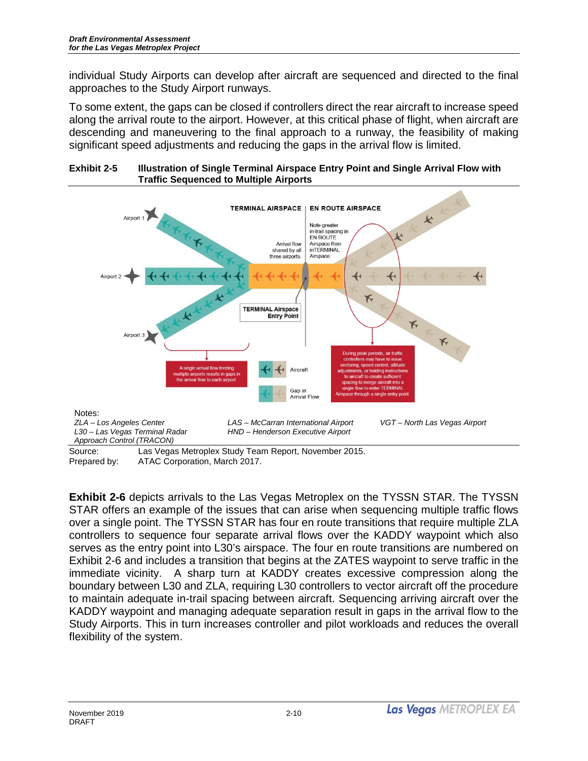individual Study Airports can develop after aircraft are sequenced and directed to the final approaches to the Study Airport runways.

To some extent, the gaps can be closed if controllers direct the rear aircraft to increase speed along the arrival route to the airport. However, at this critical phase of flight, when aircraft are descending and maneuvering to the final approach to a runway, the feasibility of making significant speed adjustments and reducing the gaps in the arrival flow is limited.

**Exhibit 2-5 Illustration of Single Terminal Airspace Entry Point and Single Arrival Flow with Traffic Sequenced to Multiple Airports**

Notes:
*ZLA – Los Angeles Center*
*L30 – Las Vegas Terminal Radar Approach Control (TRACON)*
*LAS – McCarran International Airport*
*HND – Henderson Executive Airport*
*VGT – North Las Vegas Airport*

Source: Las Vegas Metroplex Study Team Report, November 2015.
Prepared by: ATAC Corporation, March 2017.

**Exhibit 2-6** depicts arrivals to the Las Vegas Metroplex on the TYSSN STAR. The TYSSN STAR offers an example of the issues that can arise when sequencing multiple traffic flows over a single point. The TYSSN STAR has four en route transitions that require multiple ZLA controllers to sequence four separate arrival flows over the KADDY waypoint which also serves as the entry point into L30's airspace. The four en route transitions are numbered on Exhibit 2-6 and includes a transition that begins at the ZATES waypoint to serve traffic in the immediate vicinity. A sharp turn at KADDY creates excessive compression along the boundary between L30 and ZLA, requiring L30 controllers to vector aircraft off the procedure to maintain adequate in-trail spacing between aircraft. Sequencing arriving aircraft over the KADDY waypoint and managing adequate separation result in gaps in the arrival flow to the Study Airports. This in turn increases controller and pilot workloads and reduces the overall flexibility of the system.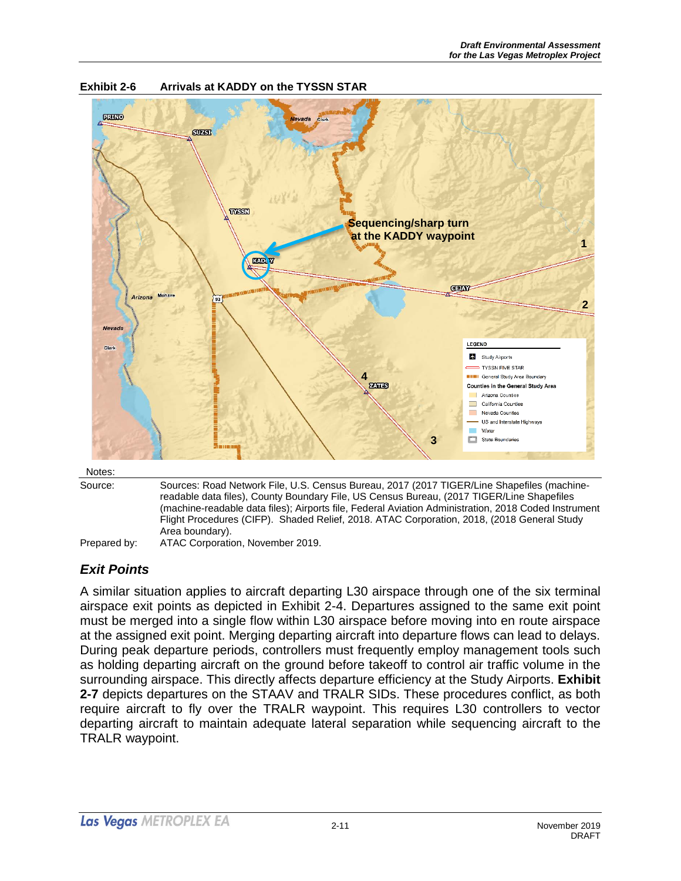**Exhibit 2-6 Arrivals at KADDY on the TYSSN STAR**

Notes:

Source: Sources: Road Network File, U.S. Census Bureau, 2017 (2017 TIGER/Line Shapefiles (machine-readable data files), County Boundary File, US Census Bureau, (2017 TIGER/Line Shapefiles (machine-readable data files); Airports file, Federal Aviation Administration, 2018 Coded Instrument Flight Procedures (CIFP). Shaded Relief, 2018. ATAC Corporation, 2018, (2018 General Study Area boundary).

Prepared by: ATAC Corporation, November 2019.

### *Exit Points*

A similar situation applies to aircraft departing L30 airspace through one of the six terminal airspace exit points as depicted in Exhibit 2-4. Departures assigned to the same exit point must be merged into a single flow within L30 airspace before moving into en route airspace at the assigned exit point. Merging departing aircraft into departure flows can lead to delays. During peak departure periods, controllers must frequently employ management tools such as holding departing aircraft on the ground before takeoff to control air traffic volume in the surrounding airspace. This directly affects departure efficiency at the Study Airports. **Exhibit 2-7** depicts departures on the STAAV and TRALR SIDs. These procedures conflict, as both require aircraft to fly over the TRALR waypoint. This requires L30 controllers to vector departing aircraft to maintain adequate lateral separation while sequencing aircraft to the TRALR waypoint.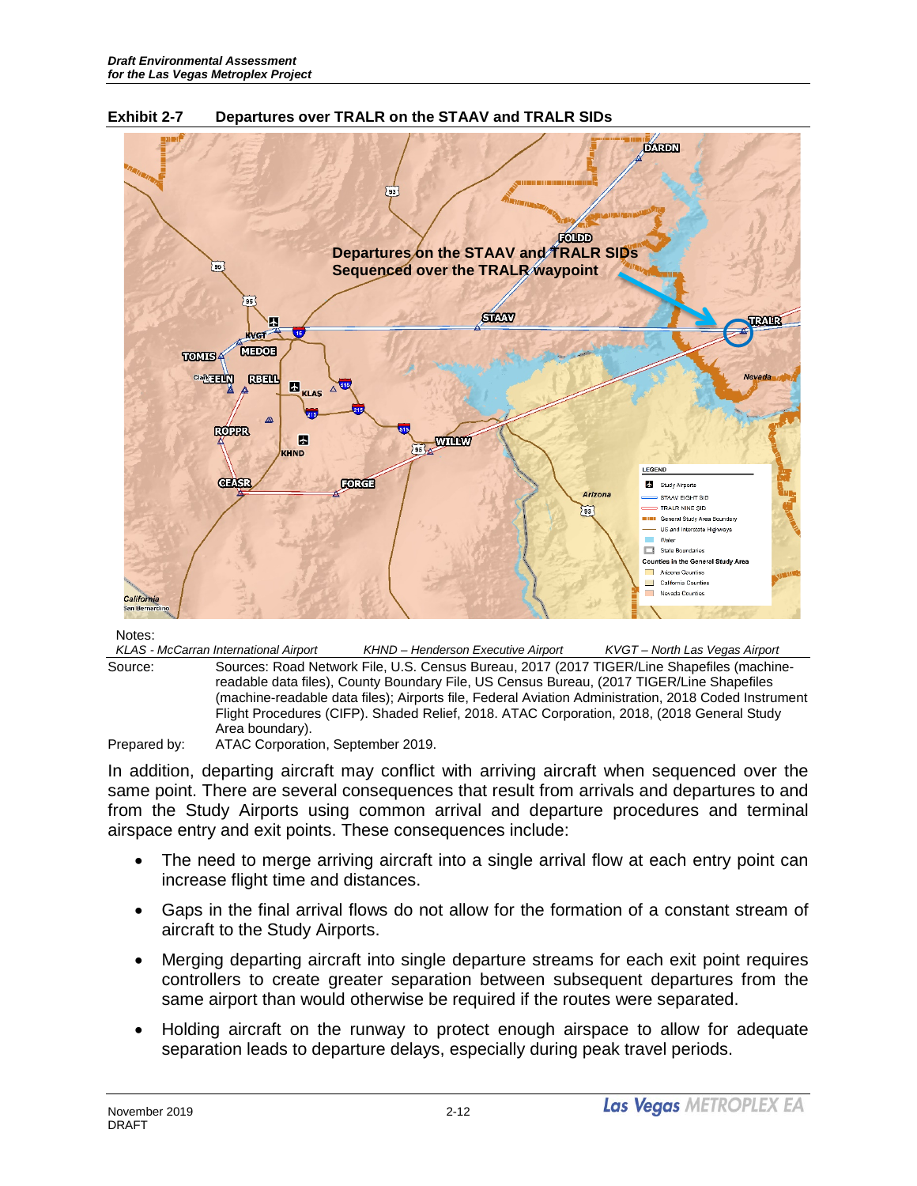**Exhibit 2-7 Departures over TRALR on the STAAV and TRALR SIDs**

Notes:

*KLAS - McCarran International Airport* *KHND – Henderson Executive Airport* *KVGT – North Las Vegas Airport*

Source: Sources: Road Network File, U.S. Census Bureau, 2017 (2017 TIGER/Line Shapefiles (machine-readable data files), County Boundary File, US Census Bureau, (2017 TIGER/Line Shapefiles (machine-readable data files); Airports file, Federal Aviation Administration, 2018 Coded Instrument Flight Procedures (CIFP). Shaded Relief, 2018. ATAC Corporation, 2018, (2018 General Study Area boundary).

Prepared by: ATAC Corporation, September 2019.

In addition, departing aircraft may conflict with arriving aircraft when sequenced over the same point. There are several consequences that result from arrivals and departures to and from the Study Airports using common arrival and departure procedures and terminal airspace entry and exit points. These consequences include:

- The need to merge arriving aircraft into a single arrival flow at each entry point can increase flight time and distances.
- Gaps in the final arrival flows do not allow for the formation of a constant stream of aircraft to the Study Airports.
- Merging departing aircraft into single departure streams for each exit point requires controllers to create greater separation between subsequent departures from the same airport than would otherwise be required if the routes were separated.
- Holding aircraft on the runway to protect enough airspace to allow for adequate separation leads to departure delays, especially during peak travel periods.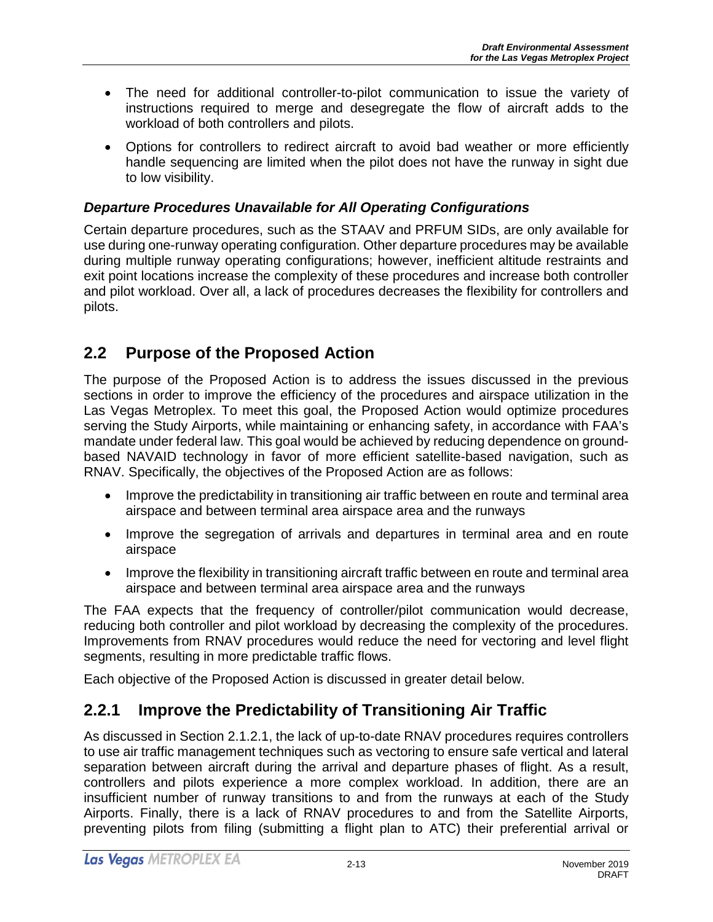- The need for additional controller-to-pilot communication to issue the variety of instructions required to merge and desegregate the flow of aircraft adds to the workload of both controllers and pilots.
- Options for controllers to redirect aircraft to avoid bad weather or more efficiently handle sequencing are limited when the pilot does not have the runway in sight due to low visibility.

#### *Departure Procedures Unavailable for All Operating Configurations*

Certain departure procedures, such as the STAAV and PRFUM SIDs, are only available for use during one-runway operating configuration. Other departure procedures may be available during multiple runway operating configurations; however, inefficient altitude restraints and exit point locations increase the complexity of these procedures and increase both controller and pilot workload. Over all, a lack of procedures decreases the flexibility for controllers and pilots.

## 2.2 Purpose of the Proposed Action

The purpose of the Proposed Action is to address the issues discussed in the previous sections in order to improve the efficiency of the procedures and airspace utilization in the Las Vegas Metroplex. To meet this goal, the Proposed Action would optimize procedures serving the Study Airports, while maintaining or enhancing safety, in accordance with FAA's mandate under federal law. This goal would be achieved by reducing dependence on ground-based NAVAID technology in favor of more efficient satellite-based navigation, such as RNAV. Specifically, the objectives of the Proposed Action are as follows:

- Improve the predictability in transitioning air traffic between en route and terminal area airspace and between terminal area airspace area and the runways
- Improve the segregation of arrivals and departures in terminal area and en route airspace
- Improve the flexibility in transitioning aircraft traffic between en route and terminal area airspace and between terminal area airspace area and the runways

The FAA expects that the frequency of controller/pilot communication would decrease, reducing both controller and pilot workload by decreasing the complexity of the procedures. Improvements from RNAV procedures would reduce the need for vectoring and level flight segments, resulting in more predictable traffic flows.

Each objective of the Proposed Action is discussed in greater detail below.

### 2.2.1 Improve the Predictability of Transitioning Air Traffic

As discussed in Section 2.1.2.1, the lack of up-to-date RNAV procedures requires controllers to use air traffic management techniques such as vectoring to ensure safe vertical and lateral separation between aircraft during the arrival and departure phases of flight. As a result, controllers and pilots experience a more complex workload. In addition, there are an insufficient number of runway transitions to and from the runways at each of the Study Airports. Finally, there is a lack of RNAV procedures to and from the Satellite Airports, preventing pilots from filing (submitting a flight plan to ATC) their preferential arrival or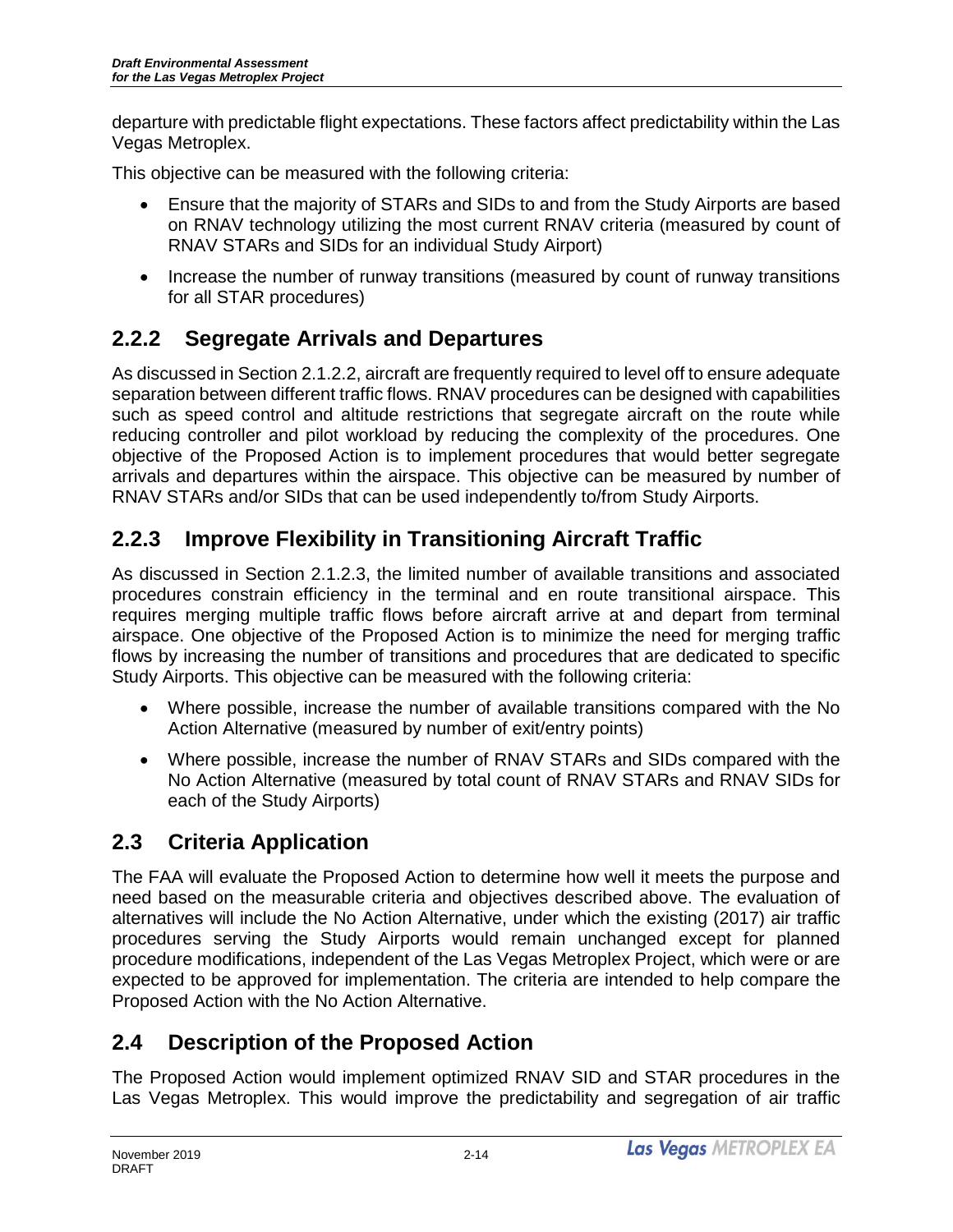departure with predictable flight expectations. These factors affect predictability within the Las Vegas Metroplex.

This objective can be measured with the following criteria:

- Ensure that the majority of STARs and SIDs to and from the Study Airports are based on RNAV technology utilizing the most current RNAV criteria (measured by count of RNAV STARs and SIDs for an individual Study Airport)
- Increase the number of runway transitions (measured by count of runway transitions for all STAR procedures)

## 2.2.2 Segregate Arrivals and Departures

As discussed in Section 2.1.2.2, aircraft are frequently required to level off to ensure adequate separation between different traffic flows. RNAV procedures can be designed with capabilities such as speed control and altitude restrictions that segregate aircraft on the route while reducing controller and pilot workload by reducing the complexity of the procedures. One objective of the Proposed Action is to implement procedures that would better segregate arrivals and departures within the airspace. This objective can be measured by number of RNAV STARs and/or SIDs that can be used independently to/from Study Airports.

## 2.2.3 Improve Flexibility in Transitioning Aircraft Traffic

As discussed in Section 2.1.2.3, the limited number of available transitions and associated procedures constrain efficiency in the terminal and en route transitional airspace. This requires merging multiple traffic flows before aircraft arrive at and depart from terminal airspace. One objective of the Proposed Action is to minimize the need for merging traffic flows by increasing the number of transitions and procedures that are dedicated to specific Study Airports. This objective can be measured with the following criteria:

- Where possible, increase the number of available transitions compared with the No Action Alternative (measured by number of exit/entry points)
- Where possible, increase the number of RNAV STARs and SIDs compared with the No Action Alternative (measured by total count of RNAV STARs and RNAV SIDs for each of the Study Airports)

## 2.3 Criteria Application

The FAA will evaluate the Proposed Action to determine how well it meets the purpose and need based on the measurable criteria and objectives described above. The evaluation of alternatives will include the No Action Alternative, under which the existing (2017) air traffic procedures serving the Study Airports would remain unchanged except for planned procedure modifications, independent of the Las Vegas Metroplex Project, which were or are expected to be approved for implementation. The criteria are intended to help compare the Proposed Action with the No Action Alternative.

## 2.4 Description of the Proposed Action

The Proposed Action would implement optimized RNAV SID and STAR procedures in the Las Vegas Metroplex. This would improve the predictability and segregation of air traffic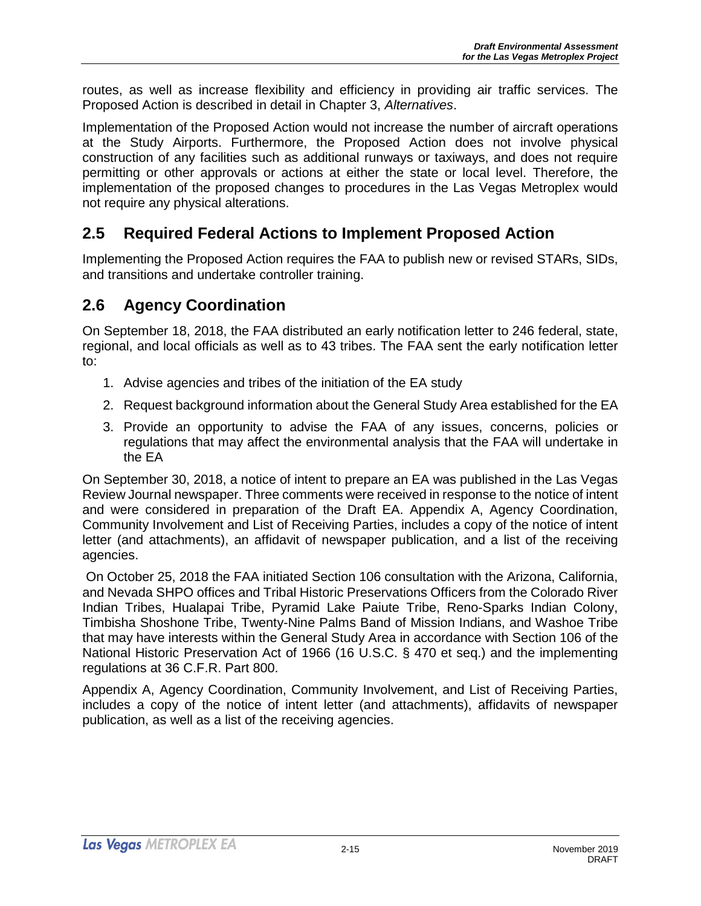routes, as well as increase flexibility and efficiency in providing air traffic services. The Proposed Action is described in detail in Chapter 3, *Alternatives*.

Implementation of the Proposed Action would not increase the number of aircraft operations at the Study Airports. Furthermore, the Proposed Action does not involve physical construction of any facilities such as additional runways or taxiways, and does not require permitting or other approvals or actions at either the state or local level. Therefore, the implementation of the proposed changes to procedures in the Las Vegas Metroplex would not require any physical alterations.

## 2.5 Required Federal Actions to Implement Proposed Action

Implementing the Proposed Action requires the FAA to publish new or revised STARs, SIDs, and transitions and undertake controller training.

## 2.6 Agency Coordination

On September 18, 2018, the FAA distributed an early notification letter to 246 federal, state, regional, and local officials as well as to 43 tribes. The FAA sent the early notification letter to:

1. Advise agencies and tribes of the initiation of the EA study
2. Request background information about the General Study Area established for the EA
3. Provide an opportunity to advise the FAA of any issues, concerns, policies or regulations that may affect the environmental analysis that the FAA will undertake in the EA

On September 30, 2018, a notice of intent to prepare an EA was published in the Las Vegas Review Journal newspaper. Three comments were received in response to the notice of intent and were considered in preparation of the Draft EA. Appendix A, Agency Coordination, Community Involvement and List of Receiving Parties, includes a copy of the notice of intent letter (and attachments), an affidavit of newspaper publication, and a list of the receiving agencies.

On October 25, 2018 the FAA initiated Section 106 consultation with the Arizona, California, and Nevada SHPO offices and Tribal Historic Preservations Officers from the Colorado River Indian Tribes, Hualapai Tribe, Pyramid Lake Paiute Tribe, Reno-Sparks Indian Colony, Timbisha Shoshone Tribe, Twenty-Nine Palms Band of Mission Indians, and Washoe Tribe that may have interests within the General Study Area in accordance with Section 106 of the National Historic Preservation Act of 1966 (16 U.S.C. § 470 et seq.) and the implementing regulations at 36 C.F.R. Part 800.

Appendix A, Agency Coordination, Community Involvement, and List of Receiving Parties, includes a copy of the notice of intent letter (and attachments), affidavits of newspaper publication, as well as a list of the receiving agencies.